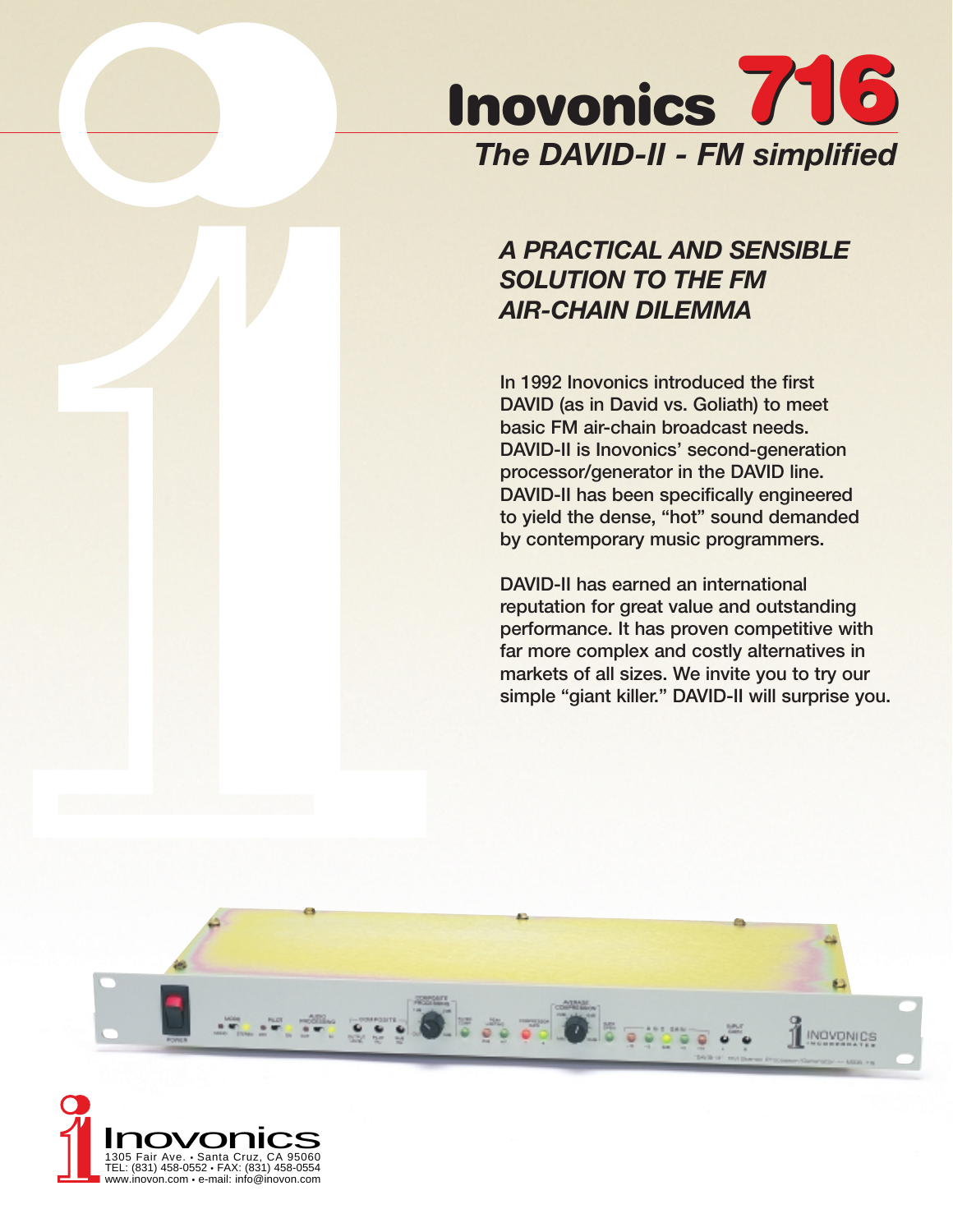# Inovonics 716

## *The DAVID-II - FM simplified*

### *A PRACTICAL AND SENSIBLE SOLUTION TO THE FM AIR-CHAIN DILEMMA*

**In 1992 Inovonics introduced the first DAVID (as in David vs. Goliath) to meet basic FM air-chain broadcast needs. DAVID-II is Inovonics' second-generation processor/generator in the DAVID line. DAVID-II has been specifically engineered to yield the dense, "hot" sound demanded by contemporary music programmers.**

**DAVID-II has earned an international reputation for great value and outstanding performance. It has proven competitive with far more complex and costly alternatives in markets of all sizes. We invite you to try our simple "giant killer." DAVID-II will surprise you.**

Inovonics
1305 Fair Ave. • Santa Cruz, CA 95060
TEL: (831) 458-0552 • FAX: (831) 458-0554
www.inovon.com • e-mail: info@inovon.com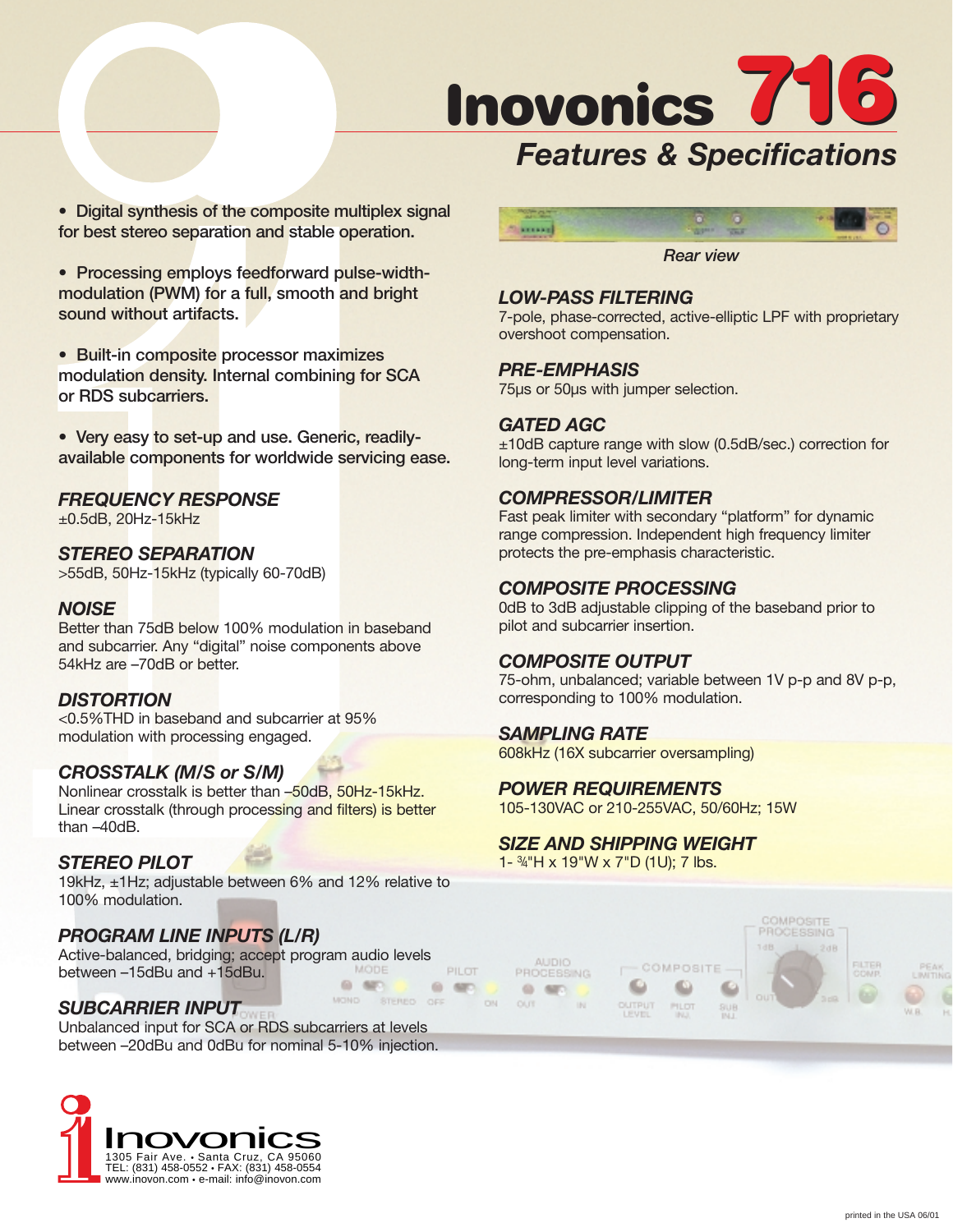# Inovonics 716

## Features & Specifications

- Digital synthesis of the composite multiplex signal for best stereo separation and stable operation.
- Processing employs feedforward pulse-width-modulation (PWM) for a full, smooth and bright sound without artifacts.
- Built-in composite processor maximizes modulation density. Internal combining for SCA or RDS subcarriers.
- Very easy to set-up and use. Generic, readily-available components for worldwide servicing ease.

### FREQUENCY RESPONSE
±0.5dB, 20Hz-15kHz

### STEREO SEPARATION
>55dB, 50Hz-15kHz (typically 60-70dB)

### NOISE
Better than 75dB below 100% modulation in baseband and subcarrier. Any "digital" noise components above 54kHz are –70dB or better.

### DISTORTION
<0.5%THD in baseband and subcarrier at 95% modulation with processing engaged.

### CROSSTALK (M/S or S/M)
Nonlinear crosstalk is better than –50dB, 50Hz-15kHz. Linear crosstalk (through processing and filters) is better than –40dB.

### STEREO PILOT
19kHz, ±1Hz; adjustable between 6% and 12% relative to 100% modulation.

### PROGRAM LINE INPUTS (L/R)
Active-balanced, bridging; accept program audio levels between –15dBu and +15dBu.

### SUBCARRIER INPUT
Unbalanced input for SCA or RDS subcarriers at levels between –20dBu and 0dBu for nominal 5-10% injection.

Rear view

### LOW-PASS FILTERING
7-pole, phase-corrected, active-elliptic LPF with proprietary overshoot compensation.

### PRE-EMPHASIS
75µs or 50µs with jumper selection.

### GATED AGC
±10dB capture range with slow (0.5dB/sec.) correction for long-term input level variations.

### COMPRESSOR/LIMITER
Fast peak limiter with secondary "platform" for dynamic range compression. Independent high frequency limiter protects the pre-emphasis characteristic.

### COMPOSITE PROCESSING
0dB to 3dB adjustable clipping of the baseband prior to pilot and subcarrier insertion.

### COMPOSITE OUTPUT
75-ohm, unbalanced; variable between 1V p-p and 8V p-p, corresponding to 100% modulation.

### SAMPLING RATE
608kHz (16X subcarrier oversampling)

### POWER REQUIREMENTS
105-130VAC or 210-255VAC, 50/60Hz; 15W

### SIZE AND SHIPPING WEIGHT
1- ¾"H x 19"W x 7"D (1U); 7 lbs.

Inovonics
1305 Fair Ave. • Santa Cruz, CA 95060
TEL: (831) 458-0552 • FAX: (831) 458-0554
www.inovon.com • e-mail: info@inovon.com

printed in the USA 06/01